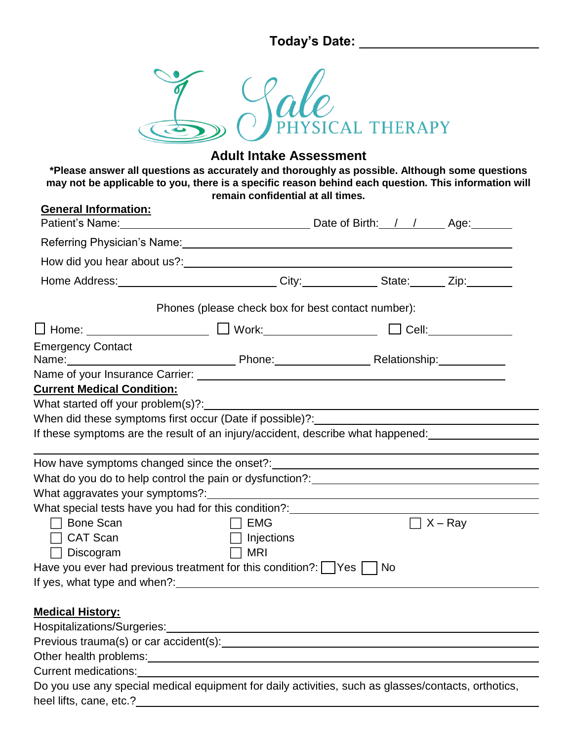**Today's Date:** ______________________

Sale PHYSICAL THERAPY

# Adult Intake Assessment

**\*Please answer all questions as accurately and thoroughly as possible. Although some questions may not be applicable to you, there is a specific reason behind each question. This information will remain confidential at all times.**

## General Information:

Patient's Name: ______________________ Date of Birth: ___/___/_____ Age: _______

Referring Physician's Name: ______________________

How did you hear about us?: ______________________

Home Address: ______________________ City: ____________ State: ______ Zip: ________

Phones (please check box for best contact number):

☐ Home: ______________ ☐ Work: ______________ ☐ Cell: ______________

Emergency Contact Name: ______________________ Phone: ______________ Relationship: ____________

Name of your Insurance Carrier: ______________________

## Current Medical Condition:

What started off your problem(s)?: ______________________

When did these symptoms first occur (Date if possible)?: ______________________

If these symptoms are the result of an injury/accident, describe what happened: ______________________

______________________

How have symptoms changed since the onset?: ______________________

What do you do to help control the pain or dysfunction?: ______________________

What aggravates your symptoms?: ______________________

What special tests have you had for this condition?: ______________________

☐ Bone Scan ☐ EMG ☐ X – Ray

☐ CAT Scan ☐ Injections

☐ Discogram ☐ MRI

Have you ever had previous treatment for this condition?: ☐ Yes ☐ No

If yes, what type and when?: ______________________

## Medical History:

Hospitalizations/Surgeries: ______________________

Previous trauma(s) or car accident(s): ______________________

Other health problems: ______________________

Current medications: ______________________

Do you use any special medical equipment for daily activities, such as glasses/contacts, orthotics, heel lifts, cane, etc.? ______________________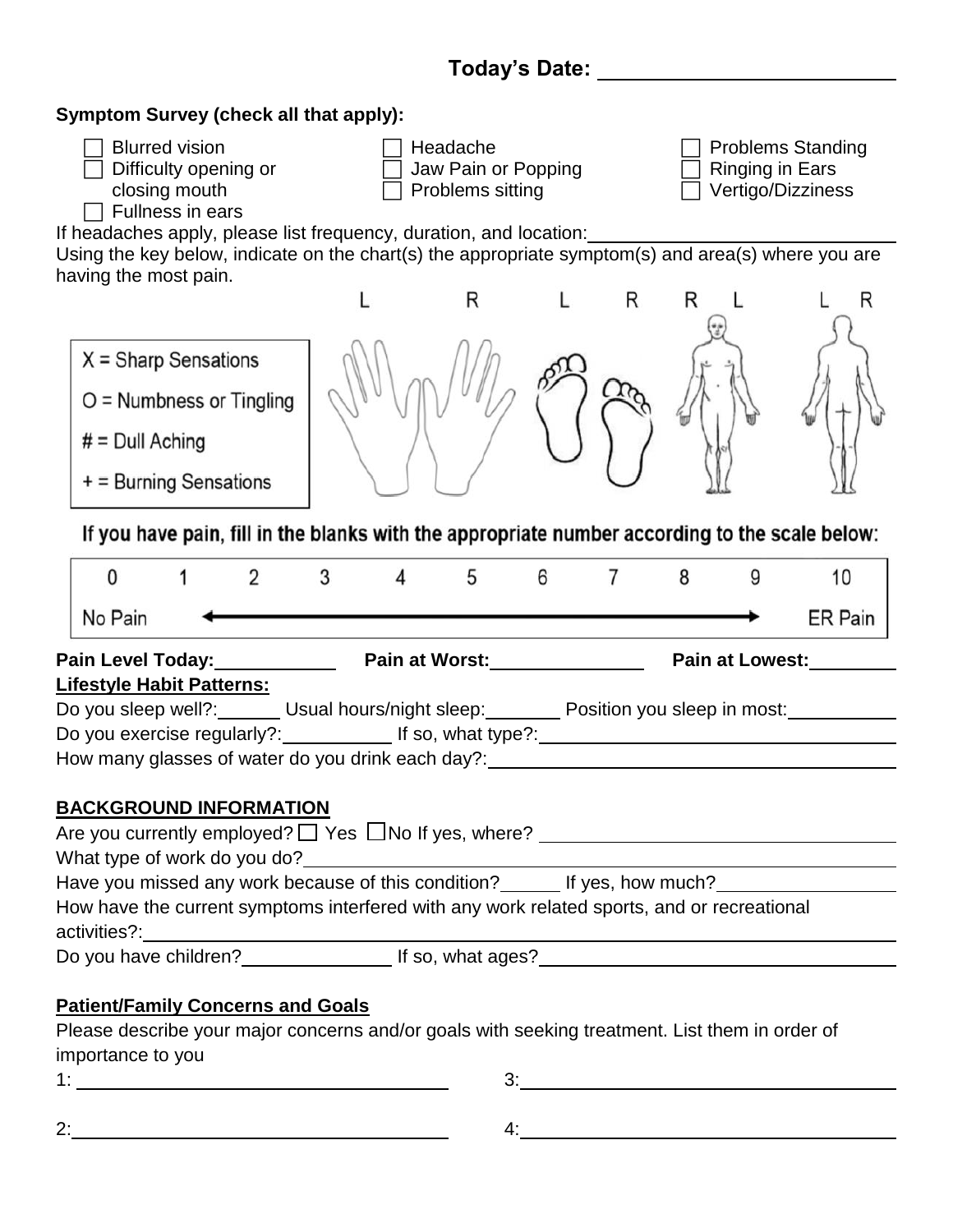**Today's Date:** ____________________

**Symptom Survey (check all that apply):**

- [ ] Blurred vision
- [ ] Difficulty opening or closing mouth
- [ ] Fullness in ears
- [ ] Headache
- [ ] Jaw Pain or Popping
- [ ] Problems sitting
- [ ] Problems Standing
- [ ] Ringing in Ears
- [ ] Vertigo/Dizziness

If headaches apply, please list frequency, duration, and location: ____________________

Using the key below, indicate on the chart(s) the appropriate symptom(s) and area(s) where you are having the most pain.

X = Sharp Sensations

O = Numbness or Tingling

# = Dull Aching

+ = Burning Sensations

L R L R R L L R

If you have pain, fill in the blanks with the appropriate number according to the scale below:

| 0 | 1 | 2 | 3 | 4 | 5 | 6 | 7 | 8 | 9 | 10 |
|---|---|---|---|---|---|---|---|---|---|---|
| No Pain | | | | | | | | | | ER Pain |

**Pain Level Today:** ________ **Pain at Worst:** ________ **Pain at Lowest:** ________

**Lifestyle Habit Patterns:**

Do you sleep well?: ______ Usual hours/night sleep: ______ Position you sleep in most: ______

Do you exercise regularly?: ______ If so, what type?: ____________________

How many glasses of water do you drink each day?: ____________________

## BACKGROUND INFORMATION

Are you currently employed? ☐ Yes ☐ No If yes, where? ____________________

What type of work do you do? ____________________

Have you missed any work because of this condition? ______ If yes, how much? ______

How have the current symptoms interfered with any work related sports, and or recreational activities?: ____________________

Do you have children? ______ If so, what ages? ____________________

**Patient/Family Concerns and Goals**

Please describe your major concerns and/or goals with seeking treatment. List them in order of importance to you

1: ____________________

2: ____________________

3: ____________________

4: ____________________